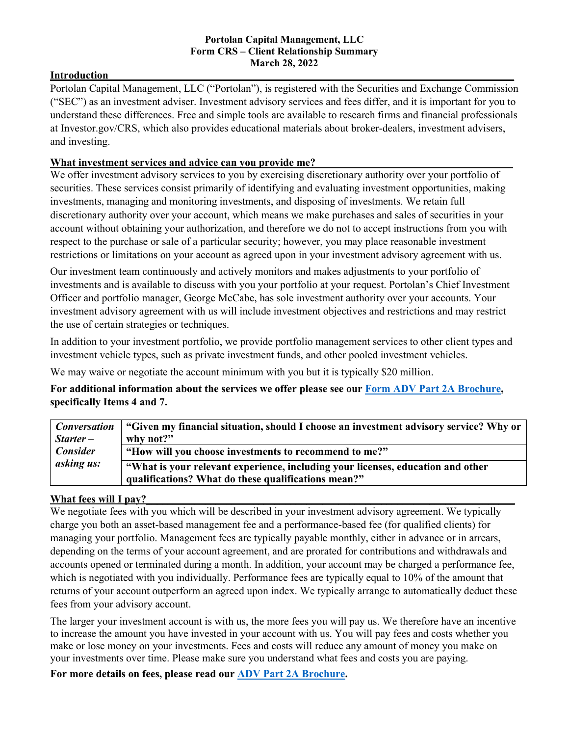**Portolan Capital Management, LLC**
**Form CRS – Client Relationship Summary**
**March 28, 2022**

## Introduction

Portolan Capital Management, LLC ("Portolan"), is registered with the Securities and Exchange Commission ("SEC") as an investment adviser. Investment advisory services and fees differ, and it is important for you to understand these differences. Free and simple tools are available to research firms and financial professionals at Investor.gov/CRS, which also provides educational materials about broker-dealers, investment advisers, and investing.

## What investment services and advice can you provide me?

We offer investment advisory services to you by exercising discretionary authority over your portfolio of securities. These services consist primarily of identifying and evaluating investment opportunities, making investments, managing and monitoring investments, and disposing of investments. We retain full discretionary authority over your account, which means we make purchases and sales of securities in your account without obtaining your authorization, and therefore we do not to accept instructions from you with respect to the purchase or sale of a particular security; however, you may place reasonable investment restrictions or limitations on your account as agreed upon in your investment advisory agreement with us.

Our investment team continuously and actively monitors and makes adjustments to your portfolio of investments and is available to discuss with you your portfolio at your request. Portolan's Chief Investment Officer and portfolio manager, George McCabe, has sole investment authority over your accounts. Your investment advisory agreement with us will include investment objectives and restrictions and may restrict the use of certain strategies or techniques.

In addition to your investment portfolio, we provide portfolio management services to other client types and investment vehicle types, such as private investment funds, and other pooled investment vehicles.

We may waive or negotiate the account minimum with you but it is typically $20 million.

**For additional information about the services we offer please see our Form ADV Part 2A Brochure, specifically Items 4 and 7.**

| *Conversation Starter – Consider asking us:* | **"Given my financial situation, should I choose an investment advisory service? Why or why not?"** |
|---|---|
| | **"How will you choose investments to recommend to me?"** |
| | **"What is your relevant experience, including your licenses, education and other qualifications? What do these qualifications mean?"** |

## What fees will I pay?

We negotiate fees with you which will be described in your investment advisory agreement. We typically charge you both an asset-based management fee and a performance-based fee (for qualified clients) for managing your portfolio. Management fees are typically payable monthly, either in advance or in arrears, depending on the terms of your account agreement, and are prorated for contributions and withdrawals and accounts opened or terminated during a month. In addition, your account may be charged a performance fee, which is negotiated with you individually. Performance fees are typically equal to 10% of the amount that returns of your account outperform an agreed upon index. We typically arrange to automatically deduct these fees from your advisory account.

The larger your investment account is with us, the more fees you will pay us. We therefore have an incentive to increase the amount you have invested in your account with us. You will pay fees and costs whether you make or lose money on your investments. Fees and costs will reduce any amount of money you make on your investments over time. Please make sure you understand what fees and costs you are paying.

**For more details on fees, please read our ADV Part 2A Brochure.**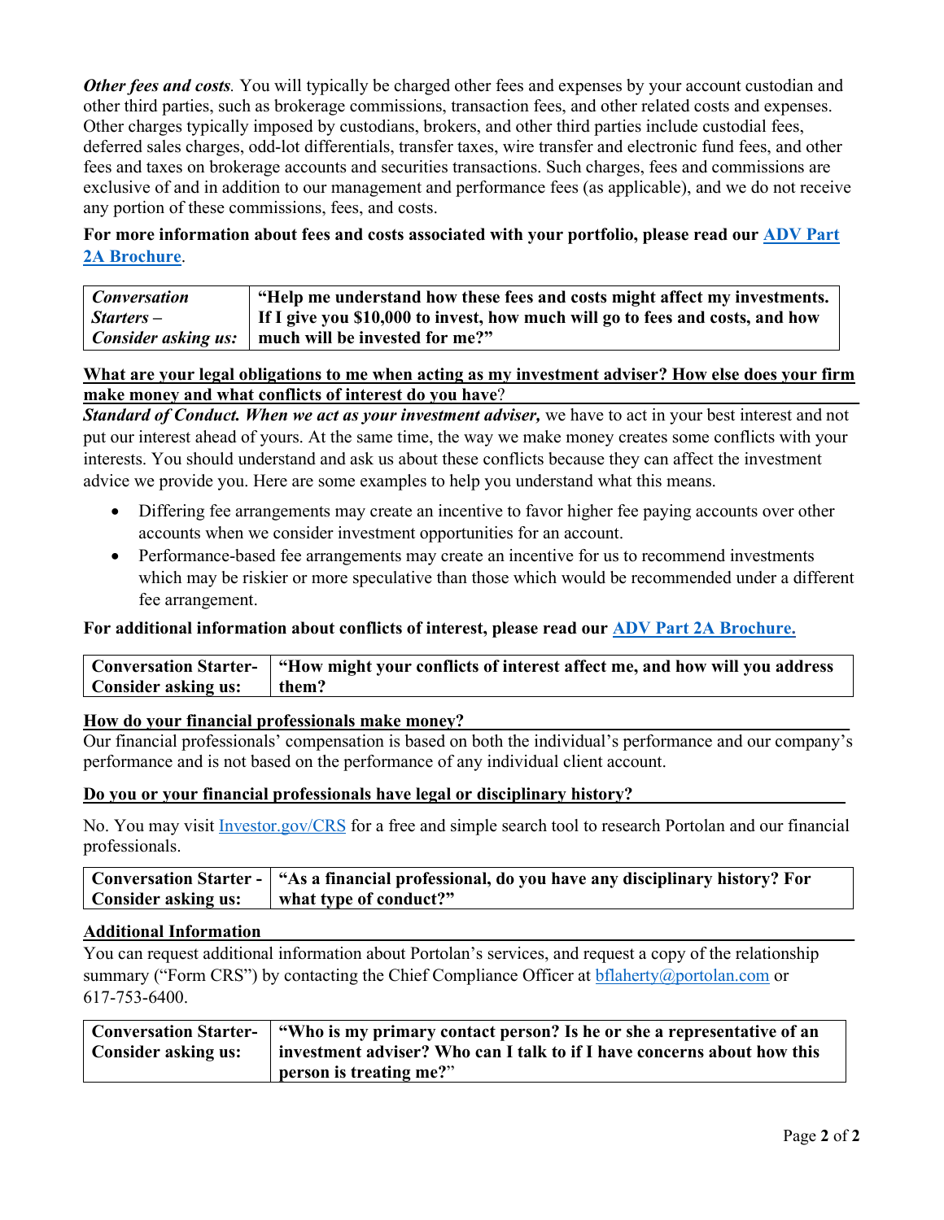***Other fees and costs.*** You will typically be charged other fees and expenses by your account custodian and other third parties, such as brokerage commissions, transaction fees, and other related costs and expenses. Other charges typically imposed by custodians, brokers, and other third parties include custodial fees, deferred sales charges, odd-lot differentials, transfer taxes, wire transfer and electronic fund fees, and other fees and taxes on brokerage accounts and securities transactions. Such charges, fees and commissions are exclusive of and in addition to our management and performance fees (as applicable), and we do not receive any portion of these commissions, fees, and costs.

**For more information about fees and costs associated with your portfolio, please read our [ADV Part 2A Brochure](ADV Part 2A Brochure).**

| | |
|---|---|
| ***Conversation Starters – Consider asking us:*** | **"Help me understand how these fees and costs might affect my investments. If I give you $10,000 to invest, how much will go to fees and costs, and how much will be invested for me?"** |

## **What are your legal obligations to me when acting as my investment adviser? How else does your firm make money and what conflicts of interest do you have?**

***Standard of Conduct. When we act as your investment adviser,*** we have to act in your best interest and not put our interest ahead of yours. At the same time, the way we make money creates some conflicts with your interests. You should understand and ask us about these conflicts because they can affect the investment advice we provide you. Here are some examples to help you understand what this means.

- Differing fee arrangements may create an incentive to favor higher fee paying accounts over other accounts when we consider investment opportunities for an account.
- Performance-based fee arrangements may create an incentive for us to recommend investments which may be riskier or more speculative than those which would be recommended under a different fee arrangement.

**For additional information about conflicts of interest, please read our [ADV Part 2A Brochure.](ADV Part 2A Brochure)**

| | |
|---|---|
| **Conversation Starter- Consider asking us:** | **"How might your conflicts of interest affect me, and how will you address them?** |

## **How do your financial professionals make money?**

Our financial professionals' compensation is based on both the individual's performance and our company's performance and is not based on the performance of any individual client account.

## **Do you or your financial professionals have legal or disciplinary history?**

No. You may visit [Investor.gov/CRS](Investor.gov/CRS) for a free and simple search tool to research Portolan and our financial professionals.

| | |
|---|---|
| **Conversation Starter - Consider asking us:** | **"As a financial professional, do you have any disciplinary history? For what type of conduct?"** |

## **Additional Information**

You can request additional information about Portolan's services, and request a copy of the relationship summary ("Form CRS") by contacting the Chief Compliance Officer at [bflaherty@portolan.com](mailto:bflaherty@portolan.com) or 617-753-6400.

| | |
|---|---|
| **Conversation Starter- Consider asking us:** | **"Who is my primary contact person? Is he or she a representative of an investment adviser? Who can I talk to if I have concerns about how this person is treating me?"** |